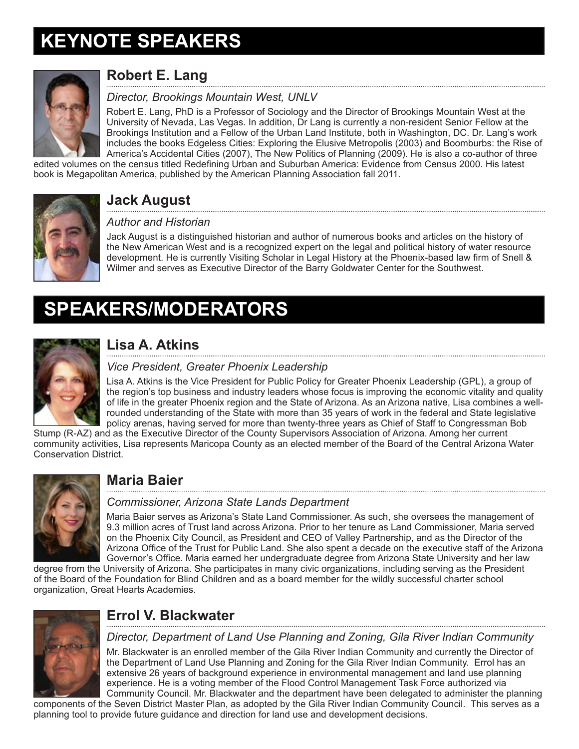# KEYNOTE SPEAKERS

## Robert E. Lang

*Director, Brookings Mountain West, UNLV*

Robert E. Lang, PhD is a Professor of Sociology and the Director of Brookings Mountain West at the University of Nevada, Las Vegas. In addition, Dr Lang is currently a non-resident Senior Fellow at the Brookings Institution and a Fellow of the Urban Land Institute, both in Washington, DC. Dr. Lang's work includes the books Edgeless Cities: Exploring the Elusive Metropolis (2003) and Boomburbs: the Rise of America's Accidental Cities (2007), The New Politics of Planning (2009). He is also a co-author of three edited volumes on the census titled Redefining Urban and Suburban America: Evidence from Census 2000. His latest book is Megapolitan America, published by the American Planning Association fall 2011.

## Jack August

*Author and Historian*

Jack August is a distinguished historian and author of numerous books and articles on the history of the New American West and is a recognized expert on the legal and political history of water resource development. He is currently Visiting Scholar in Legal History at the Phoenix-based law firm of Snell & Wilmer and serves as Executive Director of the Barry Goldwater Center for the Southwest.

# SPEAKERS/MODERATORS

## Lisa A. Atkins

*Vice President, Greater Phoenix Leadership*

Lisa A. Atkins is the Vice President for Public Policy for Greater Phoenix Leadership (GPL), a group of the region's top business and industry leaders whose focus is improving the economic vitality and quality of life in the greater Phoenix region and the State of Arizona. As an Arizona native, Lisa combines a well-rounded understanding of the State with more than 35 years of work in the federal and State legislative policy arenas, having served for more than twenty-three years as Chief of Staff to Congressman Bob Stump (R-AZ) and as the Executive Director of the County Supervisors Association of Arizona. Among her current community activities, Lisa represents Maricopa County as an elected member of the Board of the Central Arizona Water Conservation District.

## Maria Baier

*Commissioner, Arizona State Lands Department*

Maria Baier serves as Arizona's State Land Commissioner. As such, she oversees the management of 9.3 million acres of Trust land across Arizona. Prior to her tenure as Land Commissioner, Maria served on the Phoenix City Council, as President and CEO of Valley Partnership, and as the Director of the Arizona Office of the Trust for Public Land. She also spent a decade on the executive staff of the Arizona Governor's Office. Maria earned her undergraduate degree from Arizona State University and her law degree from the University of Arizona. She participates in many civic organizations, including serving as the President of the Board of the Foundation for Blind Children and as a board member for the wildly successful charter school organization, Great Hearts Academies.

## Errol V. Blackwater

*Director, Department of Land Use Planning and Zoning, Gila River Indian Community*

Mr. Blackwater is an enrolled member of the Gila River Indian Community and currently the Director of the Department of Land Use Planning and Zoning for the Gila River Indian Community. Errol has an extensive 26 years of background experience in environmental management and land use planning experience. He is a voting member of the Flood Control Management Task Force authorized via Community Council. Mr. Blackwater and the department have been delegated to administer the planning components of the Seven District Master Plan, as adopted by the Gila River Indian Community Council. This serves as a planning tool to provide future guidance and direction for land use and development decisions.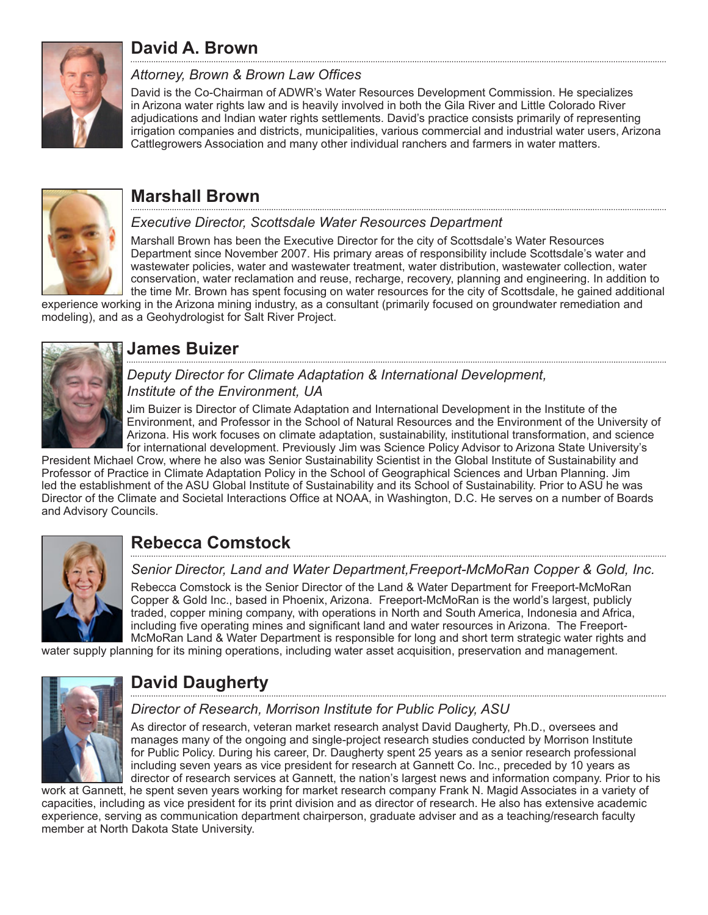## David A. Brown

*Attorney, Brown & Brown Law Offices*

David is the Co-Chairman of ADWR's Water Resources Development Commission. He specializes in Arizona water rights law and is heavily involved in both the Gila River and Little Colorado River adjudications and Indian water rights settlements. David's practice consists primarily of representing irrigation companies and districts, municipalities, various commercial and industrial water users, Arizona Cattlegrowers Association and many other individual ranchers and farmers in water matters.

## Marshall Brown

*Executive Director, Scottsdale Water Resources Department*

Marshall Brown has been the Executive Director for the city of Scottsdale's Water Resources Department since November 2007. His primary areas of responsibility include Scottsdale's water and wastewater policies, water and wastewater treatment, water distribution, wastewater collection, water conservation, water reclamation and reuse, recharge, recovery, planning and engineering. In addition to the time Mr. Brown has spent focusing on water resources for the city of Scottsdale, he gained additional experience working in the Arizona mining industry, as a consultant (primarily focused on groundwater remediation and modeling), and as a Geohydrologist for Salt River Project.

## James Buizer

*Deputy Director for Climate Adaptation & International Development, Institute of the Environment, UA*

Jim Buizer is Director of Climate Adaptation and International Development in the Institute of the Environment, and Professor in the School of Natural Resources and the Environment of the University of Arizona. His work focuses on climate adaptation, sustainability, institutional transformation, and science for international development. Previously Jim was Science Policy Advisor to Arizona State University's President Michael Crow, where he also was Senior Sustainability Scientist in the Global Institute of Sustainability and Professor of Practice in Climate Adaptation Policy in the School of Geographical Sciences and Urban Planning. Jim led the establishment of the ASU Global Institute of Sustainability and its School of Sustainability. Prior to ASU he was Director of the Climate and Societal Interactions Office at NOAA, in Washington, D.C. He serves on a number of Boards and Advisory Councils.

## Rebecca Comstock

*Senior Director, Land and Water Department,Freeport-McMoRan Copper & Gold, Inc.*

Rebecca Comstock is the Senior Director of the Land & Water Department for Freeport-McMoRan Copper & Gold Inc., based in Phoenix, Arizona. Freeport-McMoRan is the world's largest, publicly traded, copper mining company, with operations in North and South America, Indonesia and Africa, including five operating mines and significant land and water resources in Arizona. The Freeport-McMoRan Land & Water Department is responsible for long and short term strategic water rights and water supply planning for its mining operations, including water asset acquisition, preservation and management.

## David Daugherty

*Director of Research, Morrison Institute for Public Policy, ASU*

As director of research, veteran market research analyst David Daugherty, Ph.D., oversees and manages many of the ongoing and single-project research studies conducted by Morrison Institute for Public Policy. During his career, Dr. Daugherty spent 25 years as a senior research professional including seven years as vice president for research at Gannett Co. Inc., preceded by 10 years as director of research services at Gannett, the nation's largest news and information company. Prior to his work at Gannett, he spent seven years working for market research company Frank N. Magid Associates in a variety of capacities, including as vice president for its print division and as director of research. He also has extensive academic experience, serving as communication department chairperson, graduate adviser and as a teaching/research faculty member at North Dakota State University.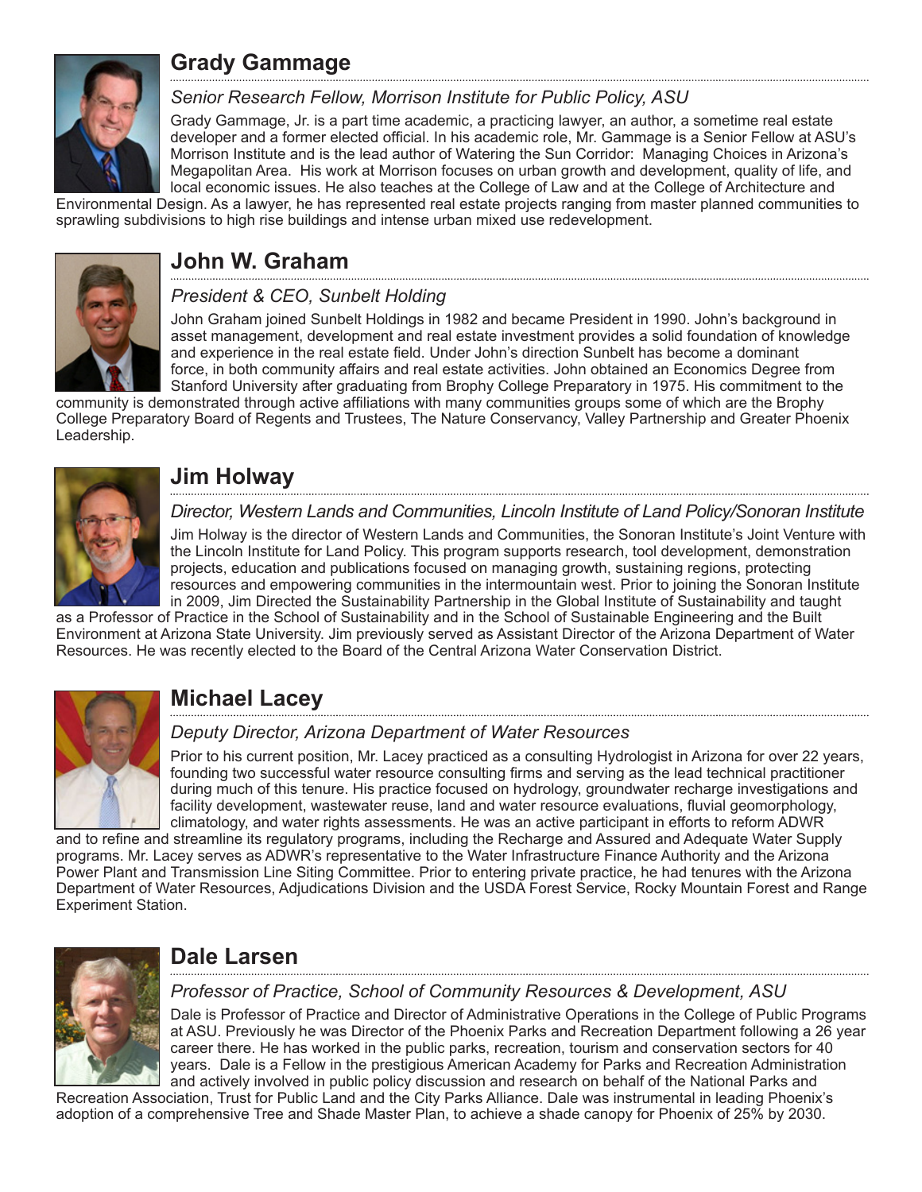## Grady Gammage

*Senior Research Fellow, Morrison Institute for Public Policy, ASU*

Grady Gammage, Jr. is a part time academic, a practicing lawyer, an author, a sometime real estate developer and a former elected official. In his academic role, Mr. Gammage is a Senior Fellow at ASU's Morrison Institute and is the lead author of Watering the Sun Corridor: Managing Choices in Arizona's Megapolitan Area. His work at Morrison focuses on urban growth and development, quality of life, and local economic issues. He also teaches at the College of Law and at the College of Architecture and Environmental Design. As a lawyer, he has represented real estate projects ranging from master planned communities to sprawling subdivisions to high rise buildings and intense urban mixed use redevelopment.

## John W. Graham

*President & CEO, Sunbelt Holding*

John Graham joined Sunbelt Holdings in 1982 and became President in 1990. John's background in asset management, development and real estate investment provides a solid foundation of knowledge and experience in the real estate field. Under John's direction Sunbelt has become a dominant force, in both community affairs and real estate activities. John obtained an Economics Degree from Stanford University after graduating from Brophy College Preparatory in 1975. His commitment to the community is demonstrated through active affiliations with many communities groups some of which are the Brophy College Preparatory Board of Regents and Trustees, The Nature Conservancy, Valley Partnership and Greater Phoenix Leadership.

## Jim Holway

*Director, Western Lands and Communities, Lincoln Institute of Land Policy/Sonoran Institute*

Jim Holway is the director of Western Lands and Communities, the Sonoran Institute's Joint Venture with the Lincoln Institute for Land Policy. This program supports research, tool development, demonstration projects, education and publications focused on managing growth, sustaining regions, protecting resources and empowering communities in the intermountain west. Prior to joining the Sonoran Institute in 2009, Jim Directed the Sustainability Partnership in the Global Institute of Sustainability and taught as a Professor of Practice in the School of Sustainability and in the School of Sustainable Engineering and the Built Environment at Arizona State University. Jim previously served as Assistant Director of the Arizona Department of Water Resources. He was recently elected to the Board of the Central Arizona Water Conservation District.

## Michael Lacey

*Deputy Director, Arizona Department of Water Resources*

Prior to his current position, Mr. Lacey practiced as a consulting Hydrologist in Arizona for over 22 years, founding two successful water resource consulting firms and serving as the lead technical practitioner during much of this tenure. His practice focused on hydrology, groundwater recharge investigations and facility development, wastewater reuse, land and water resource evaluations, fluvial geomorphology, climatology, and water rights assessments. He was an active participant in efforts to reform ADWR and to refine and streamline its regulatory programs, including the Recharge and Assured and Adequate Water Supply programs. Mr. Lacey serves as ADWR's representative to the Water Infrastructure Finance Authority and the Arizona Power Plant and Transmission Line Siting Committee. Prior to entering private practice, he had tenures with the Arizona Department of Water Resources, Adjudications Division and the USDA Forest Service, Rocky Mountain Forest and Range Experiment Station.

## Dale Larsen

*Professor of Practice, School of Community Resources & Development, ASU*

Dale is Professor of Practice and Director of Administrative Operations in the College of Public Programs at ASU. Previously he was Director of the Phoenix Parks and Recreation Department following a 26 year career there. He has worked in the public parks, recreation, tourism and conservation sectors for 40 years. Dale is a Fellow in the prestigious American Academy for Parks and Recreation Administration and actively involved in public policy discussion and research on behalf of the National Parks and Recreation Association, Trust for Public Land and the City Parks Alliance. Dale was instrumental in leading Phoenix's adoption of a comprehensive Tree and Shade Master Plan, to achieve a shade canopy for Phoenix of 25% by 2030.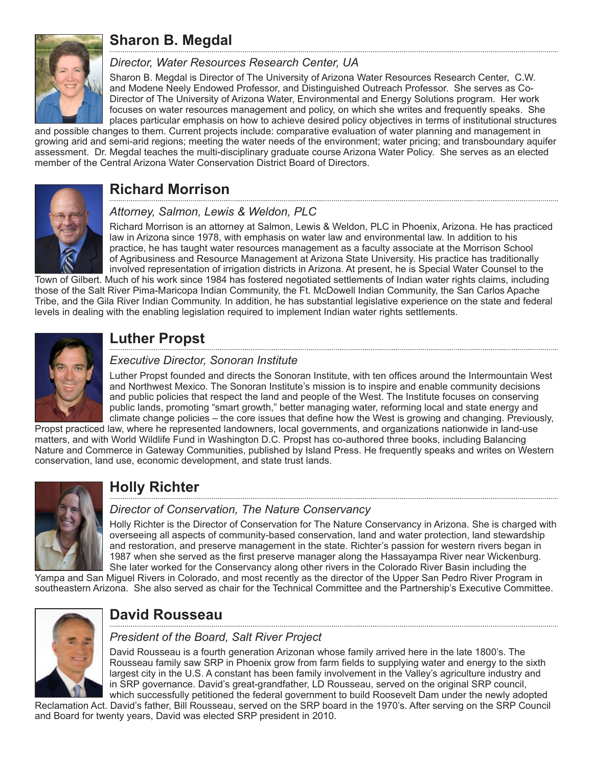## Sharon B. Megdal

*Director, Water Resources Research Center, UA*

Sharon B. Megdal is Director of The University of Arizona Water Resources Research Center, C.W. and Modene Neely Endowed Professor, and Distinguished Outreach Professor. She serves as Co-Director of The University of Arizona Water, Environmental and Energy Solutions program. Her work focuses on water resources management and policy, on which she writes and frequently speaks. She places particular emphasis on how to achieve desired policy objectives in terms of institutional structures and possible changes to them. Current projects include: comparative evaluation of water planning and management in growing arid and semi-arid regions; meeting the water needs of the environment; water pricing; and transboundary aquifer assessment. Dr. Megdal teaches the multi-disciplinary graduate course Arizona Water Policy. She serves as an elected member of the Central Arizona Water Conservation District Board of Directors.

## Richard Morrison

*Attorney, Salmon, Lewis & Weldon, PLC*

Richard Morrison is an attorney at Salmon, Lewis & Weldon, PLC in Phoenix, Arizona. He has practiced law in Arizona since 1978, with emphasis on water law and environmental law. In addition to his practice, he has taught water resources management as a faculty associate at the Morrison School of Agribusiness and Resource Management at Arizona State University. His practice has traditionally involved representation of irrigation districts in Arizona. At present, he is Special Water Counsel to the Town of Gilbert. Much of his work since 1984 has fostered negotiated settlements of Indian water rights claims, including those of the Salt River Pima-Maricopa Indian Community, the Ft. McDowell Indian Community, the San Carlos Apache Tribe, and the Gila River Indian Community. In addition, he has substantial legislative experience on the state and federal levels in dealing with the enabling legislation required to implement Indian water rights settlements.

## Luther Propst

*Executive Director, Sonoran Institute*

Luther Propst founded and directs the Sonoran Institute, with ten offices around the Intermountain West and Northwest Mexico. The Sonoran Institute's mission is to inspire and enable community decisions and public policies that respect the land and people of the West. The Institute focuses on conserving public lands, promoting "smart growth," better managing water, reforming local and state energy and climate change policies – the core issues that define how the West is growing and changing. Previously, Propst practiced law, where he represented landowners, local governments, and organizations nationwide in land-use matters, and with World Wildlife Fund in Washington D.C. Propst has co-authored three books, including Balancing Nature and Commerce in Gateway Communities, published by Island Press. He frequently speaks and writes on Western conservation, land use, economic development, and state trust lands.

## Holly Richter

*Director of Conservation, The Nature Conservancy*

Holly Richter is the Director of Conservation for The Nature Conservancy in Arizona. She is charged with overseeing all aspects of community-based conservation, land and water protection, land stewardship and restoration, and preserve management in the state. Richter's passion for western rivers began in 1987 when she served as the first preserve manager along the Hassayampa River near Wickenburg. She later worked for the Conservancy along other rivers in the Colorado River Basin including the Yampa and San Miguel Rivers in Colorado, and most recently as the director of the Upper San Pedro River Program in southeastern Arizona. She also served as chair for the Technical Committee and the Partnership's Executive Committee.

## David Rousseau

*President of the Board, Salt River Project*

David Rousseau is a fourth generation Arizonan whose family arrived here in the late 1800's. The Rousseau family saw SRP in Phoenix grow from farm fields to supplying water and energy to the sixth largest city in the U.S. A constant has been family involvement in the Valley's agriculture industry and in SRP governance. David's great-grandfather, LD Rousseau, served on the original SRP council, which successfully petitioned the federal government to build Roosevelt Dam under the newly adopted Reclamation Act. David's father, Bill Rousseau, served on the SRP board in the 1970's. After serving on the SRP Council and Board for twenty years, David was elected SRP president in 2010.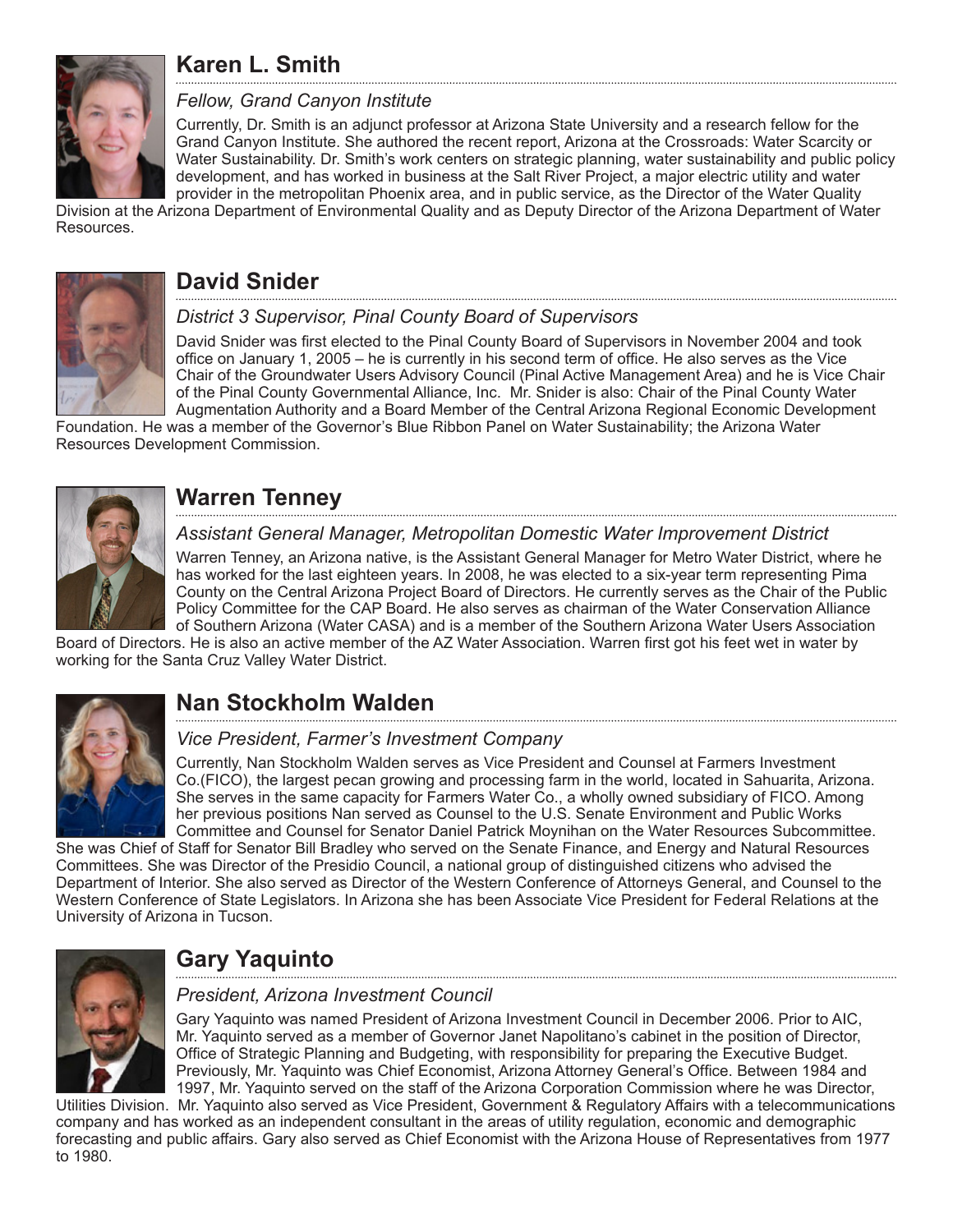## Karen L. Smith

*Fellow, Grand Canyon Institute*

Currently, Dr. Smith is an adjunct professor at Arizona State University and a research fellow for the Grand Canyon Institute. She authored the recent report, Arizona at the Crossroads: Water Scarcity or Water Sustainability. Dr. Smith's work centers on strategic planning, water sustainability and public policy development, and has worked in business at the Salt River Project, a major electric utility and water provider in the metropolitan Phoenix area, and in public service, as the Director of the Water Quality Division at the Arizona Department of Environmental Quality and as Deputy Director of the Arizona Department of Water Resources.

## David Snider

*District 3 Supervisor, Pinal County Board of Supervisors*

David Snider was first elected to the Pinal County Board of Supervisors in November 2004 and took office on January 1, 2005 – he is currently in his second term of office. He also serves as the Vice Chair of the Groundwater Users Advisory Council (Pinal Active Management Area) and he is Vice Chair of the Pinal County Governmental Alliance, Inc. Mr. Snider is also: Chair of the Pinal County Water Augmentation Authority and a Board Member of the Central Arizona Regional Economic Development Foundation. He was a member of the Governor's Blue Ribbon Panel on Water Sustainability; the Arizona Water Resources Development Commission.

## Warren Tenney

*Assistant General Manager, Metropolitan Domestic Water Improvement District*

Warren Tenney, an Arizona native, is the Assistant General Manager for Metro Water District, where he has worked for the last eighteen years. In 2008, he was elected to a six-year term representing Pima County on the Central Arizona Project Board of Directors. He currently serves as the Chair of the Public Policy Committee for the CAP Board. He also serves as chairman of the Water Conservation Alliance of Southern Arizona (Water CASA) and is a member of the Southern Arizona Water Users Association Board of Directors. He is also an active member of the AZ Water Association. Warren first got his feet wet in water by working for the Santa Cruz Valley Water District.

## Nan Stockholm Walden

*Vice President, Farmer's Investment Company*

Currently, Nan Stockholm Walden serves as Vice President and Counsel at Farmers Investment Co.(FICO), the largest pecan growing and processing farm in the world, located in Sahuarita, Arizona. She serves in the same capacity for Farmers Water Co., a wholly owned subsidiary of FICO. Among her previous positions Nan served as Counsel to the U.S. Senate Environment and Public Works Committee and Counsel for Senator Daniel Patrick Moynihan on the Water Resources Subcommittee. She was Chief of Staff for Senator Bill Bradley who served on the Senate Finance, and Energy and Natural Resources Committees. She was Director of the Presidio Council, a national group of distinguished citizens who advised the Department of Interior. She also served as Director of the Western Conference of Attorneys General, and Counsel to the Western Conference of State Legislators. In Arizona she has been Associate Vice President for Federal Relations at the University of Arizona in Tucson.

## Gary Yaquinto

*President, Arizona Investment Council*

Gary Yaquinto was named President of Arizona Investment Council in December 2006. Prior to AIC, Mr. Yaquinto served as a member of Governor Janet Napolitano's cabinet in the position of Director, Office of Strategic Planning and Budgeting, with responsibility for preparing the Executive Budget. Previously, Mr. Yaquinto was Chief Economist, Arizona Attorney General's Office. Between 1984 and 1997, Mr. Yaquinto served on the staff of the Arizona Corporation Commission where he was Director, Utilities Division. Mr. Yaquinto also served as Vice President, Government & Regulatory Affairs with a telecommunications company and has worked as an independent consultant in the areas of utility regulation, economic and demographic forecasting and public affairs. Gary also served as Chief Economist with the Arizona House of Representatives from 1977 to 1980.